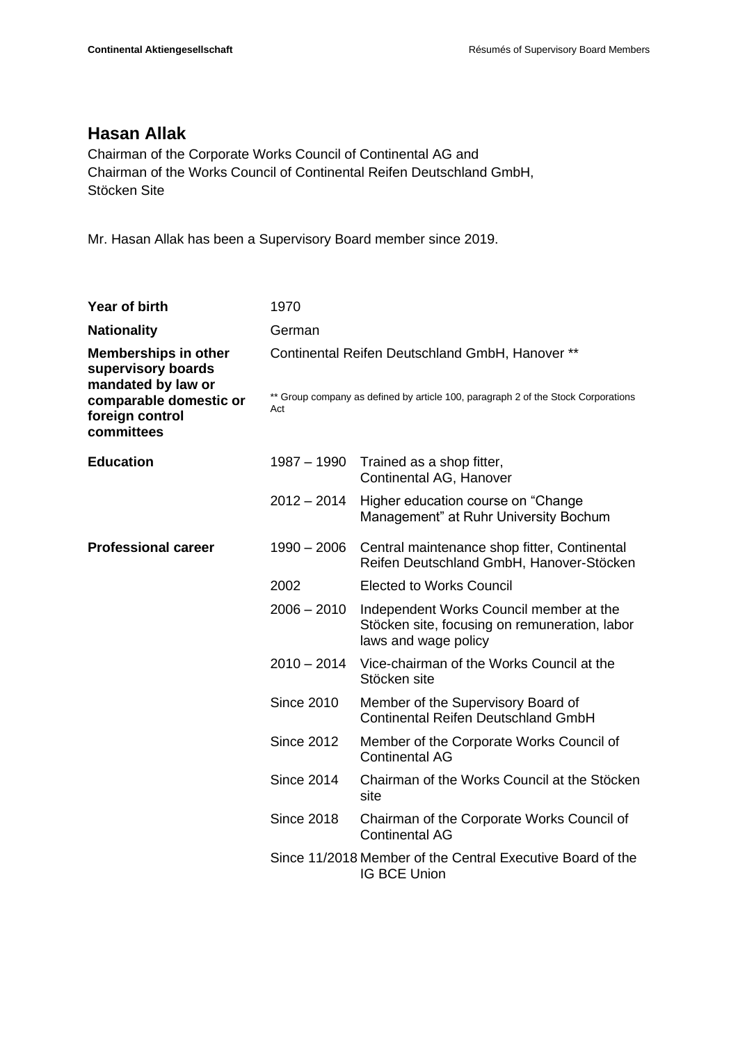# Hasan Allak

Chairman of the Corporate Works Council of Continental AG and
Chairman of the Works Council of Continental Reifen Deutschland GmbH,
Stöcken Site

Mr. Hasan Allak has been a Supervisory Board member since 2019.

| | | |
|---|---|---|
| **Year of birth** | 1970 | |
| **Nationality** | German | |
| **Memberships in other supervisory boards mandated by law or comparable domestic or foreign control committees** | Continental Reifen Deutschland GmbH, Hanover ** <br><br> ** Group company as defined by article 100, paragraph 2 of the Stock Corporations Act | |
| **Education** | 1987 – 1990 | Trained as a shop fitter, Continental AG, Hanover |
| | 2012 – 2014 | Higher education course on "Change Management" at Ruhr University Bochum |
| **Professional career** | 1990 – 2006 | Central maintenance shop fitter, Continental Reifen Deutschland GmbH, Hanover-Stöcken |
| | 2002 | Elected to Works Council |
| | 2006 – 2010 | Independent Works Council member at the Stöcken site, focusing on remuneration, labor laws and wage policy |
| | 2010 – 2014 | Vice-chairman of the Works Council at the Stöcken site |
| | Since 2010 | Member of the Supervisory Board of Continental Reifen Deutschland GmbH |
| | Since 2012 | Member of the Corporate Works Council of Continental AG |
| | Since 2014 | Chairman of the Works Council at the Stöcken site |
| | Since 2018 | Chairman of the Corporate Works Council of Continental AG |
| | Since 11/2018 | Member of the Central Executive Board of the IG BCE Union |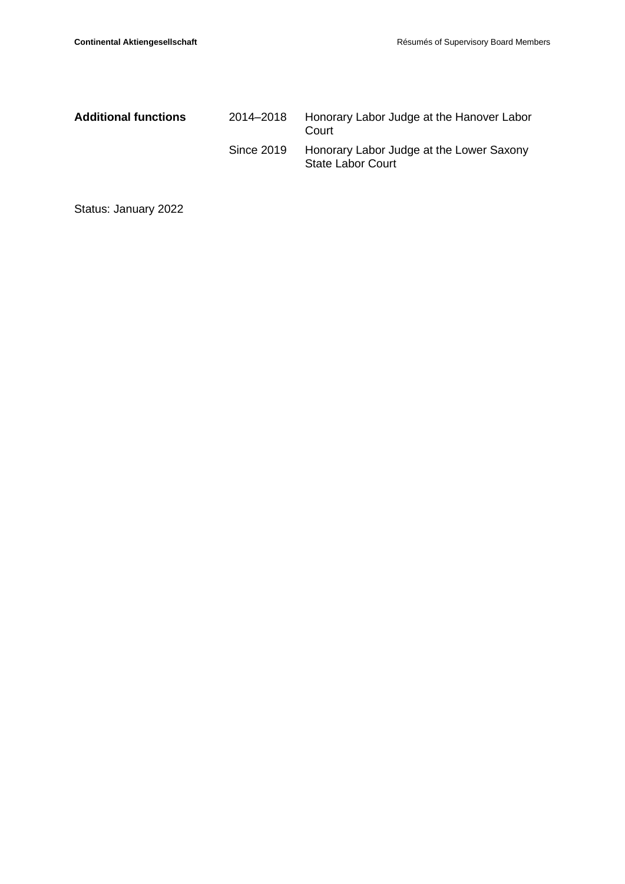| | | |
|---|---|---|
| **Additional functions** | 2014–2018 | Honorary Labor Judge at the Hanover Labor Court |
| | Since 2019 | Honorary Labor Judge at the Lower Saxony State Labor Court |

Status: January 2022